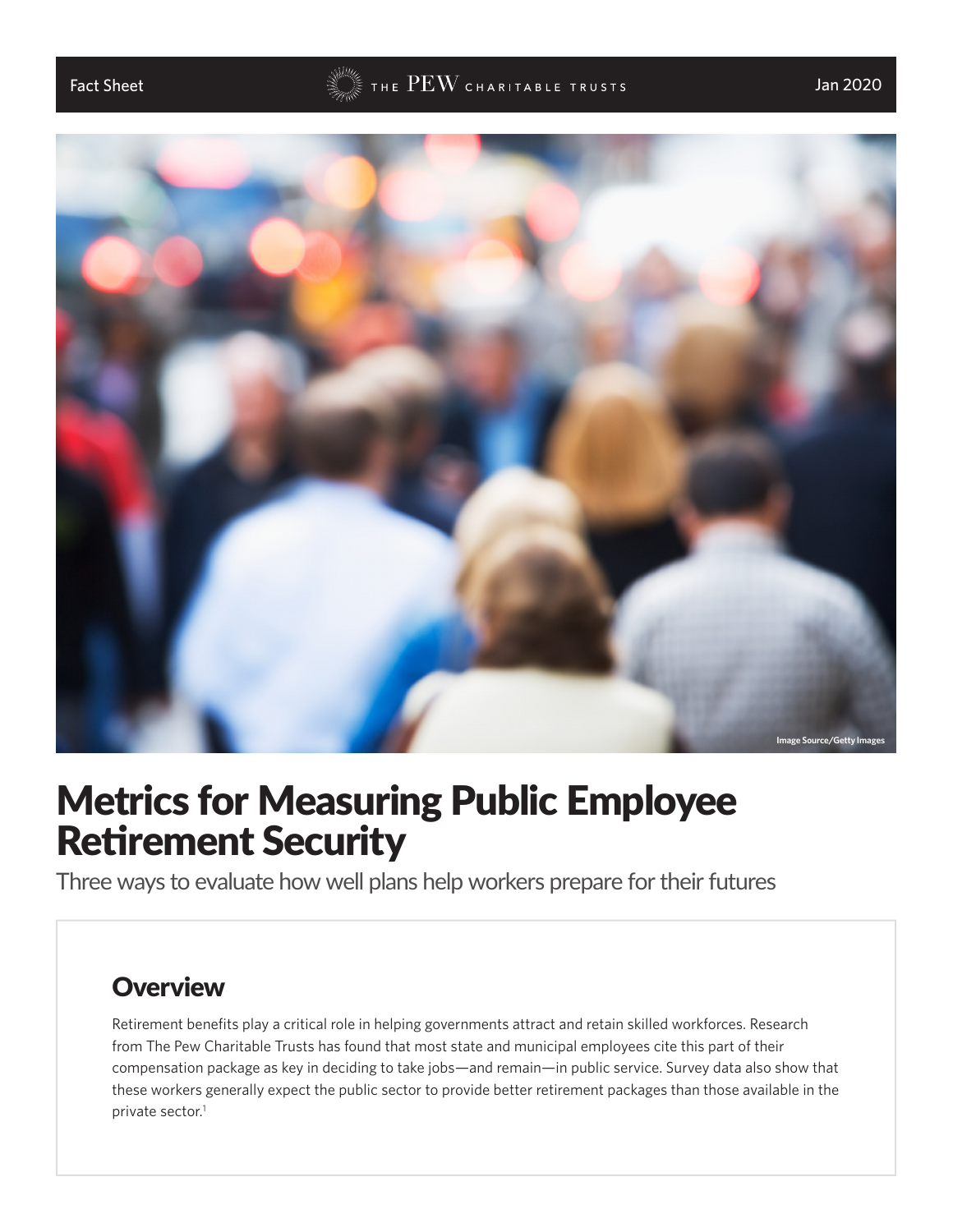Fact Sheet

Jan 2020

# Metrics for Measuring Public Employee Retirement Security

Three ways to evaluate how well plans help workers prepare for their futures

## Overview

Retirement benefits play a critical role in helping governments attract and retain skilled workforces. Research from The Pew Charitable Trusts has found that most state and municipal employees cite this part of their compensation package as key in deciding to take jobs—and remain—in public service. Survey data also show that these workers generally expect the public sector to provide better retirement packages than those available in the private sector.[1]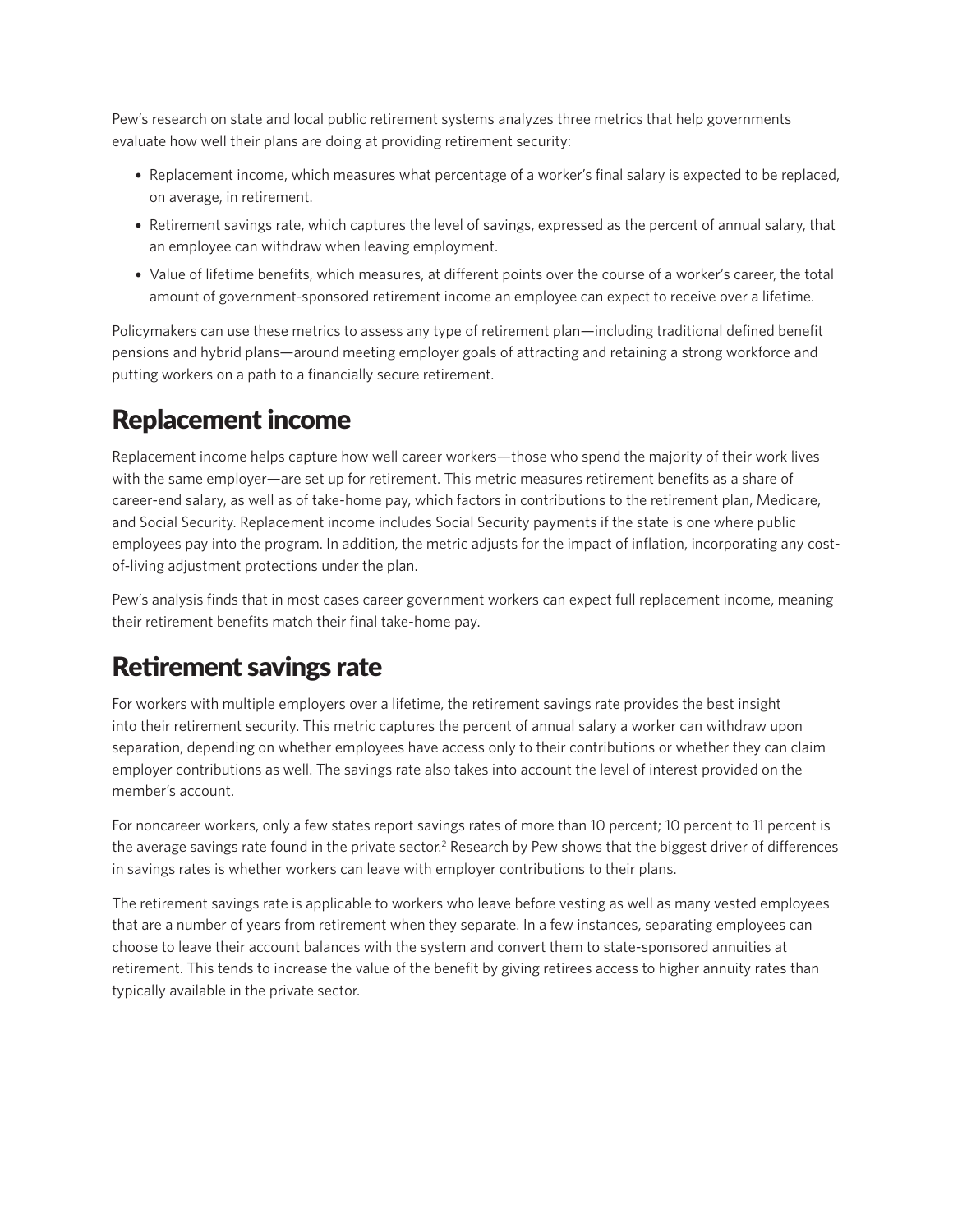Pew's research on state and local public retirement systems analyzes three metrics that help governments evaluate how well their plans are doing at providing retirement security:

- Replacement income, which measures what percentage of a worker's final salary is expected to be replaced, on average, in retirement.
- Retirement savings rate, which captures the level of savings, expressed as the percent of annual salary, that an employee can withdraw when leaving employment.
- Value of lifetime benefits, which measures, at different points over the course of a worker's career, the total amount of government-sponsored retirement income an employee can expect to receive over a lifetime.

Policymakers can use these metrics to assess any type of retirement plan—including traditional defined benefit pensions and hybrid plans—around meeting employer goals of attracting and retaining a strong workforce and putting workers on a path to a financially secure retirement.

## Replacement income

Replacement income helps capture how well career workers—those who spend the majority of their work lives with the same employer—are set up for retirement. This metric measures retirement benefits as a share of career-end salary, as well as of take-home pay, which factors in contributions to the retirement plan, Medicare, and Social Security. Replacement income includes Social Security payments if the state is one where public employees pay into the program. In addition, the metric adjusts for the impact of inflation, incorporating any cost-of-living adjustment protections under the plan.

Pew's analysis finds that in most cases career government workers can expect full replacement income, meaning their retirement benefits match their final take-home pay.

## Retirement savings rate

For workers with multiple employers over a lifetime, the retirement savings rate provides the best insight into their retirement security. This metric captures the percent of annual salary a worker can withdraw upon separation, depending on whether employees have access only to their contributions or whether they can claim employer contributions as well. The savings rate also takes into account the level of interest provided on the member's account.

For noncareer workers, only a few states report savings rates of more than 10 percent; 10 percent to 11 percent is the average savings rate found in the private sector.[2] Research by Pew shows that the biggest driver of differences in savings rates is whether workers can leave with employer contributions to their plans.

The retirement savings rate is applicable to workers who leave before vesting as well as many vested employees that are a number of years from retirement when they separate. In a few instances, separating employees can choose to leave their account balances with the system and convert them to state-sponsored annuities at retirement. This tends to increase the value of the benefit by giving retirees access to higher annuity rates than typically available in the private sector.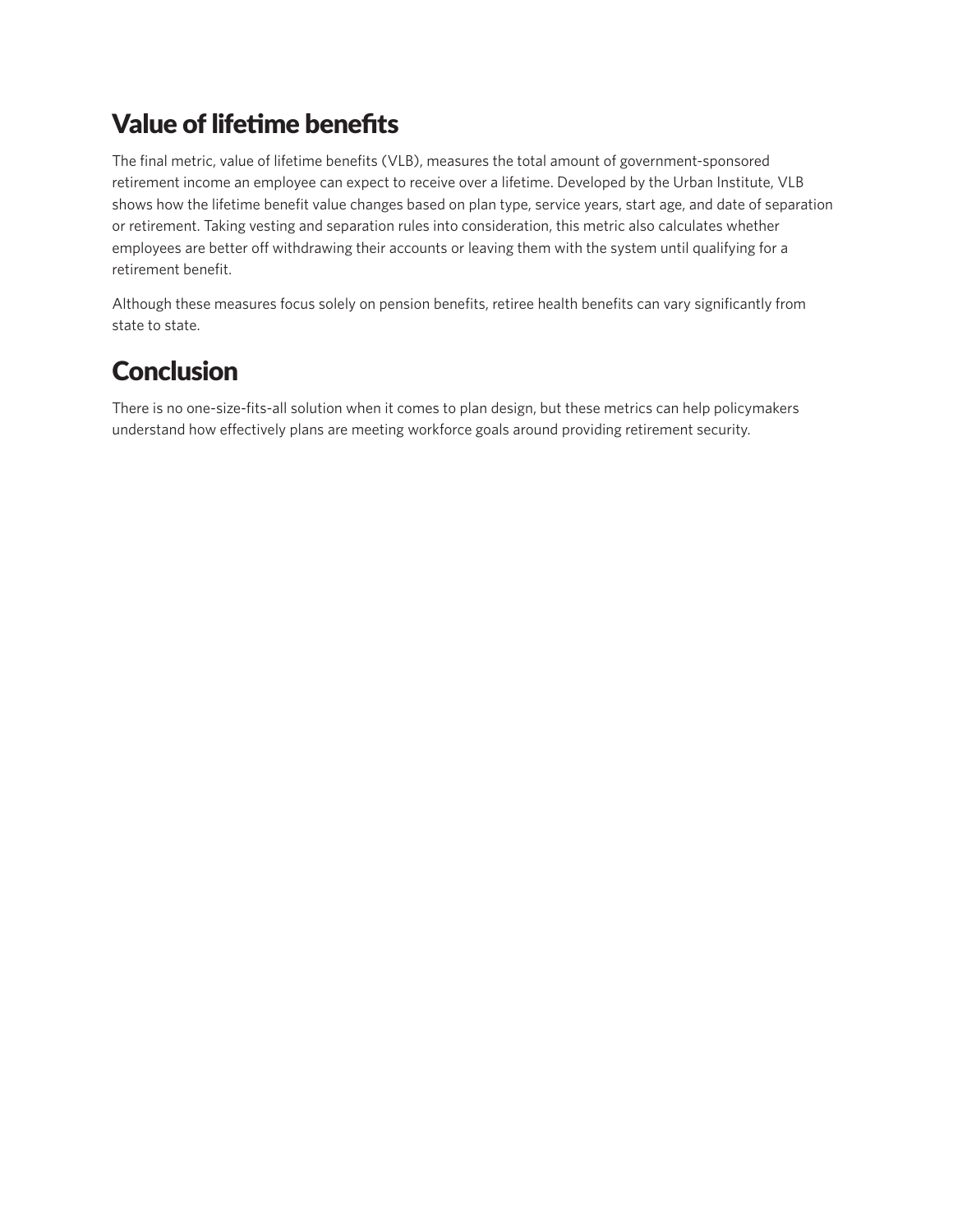## Value of lifetime benefits

The final metric, value of lifetime benefits (VLB), measures the total amount of government-sponsored retirement income an employee can expect to receive over a lifetime. Developed by the Urban Institute, VLB shows how the lifetime benefit value changes based on plan type, service years, start age, and date of separation or retirement. Taking vesting and separation rules into consideration, this metric also calculates whether employees are better off withdrawing their accounts or leaving them with the system until qualifying for a retirement benefit.

Although these measures focus solely on pension benefits, retiree health benefits can vary significantly from state to state.

## Conclusion

There is no one-size-fits-all solution when it comes to plan design, but these metrics can help policymakers understand how effectively plans are meeting workforce goals around providing retirement security.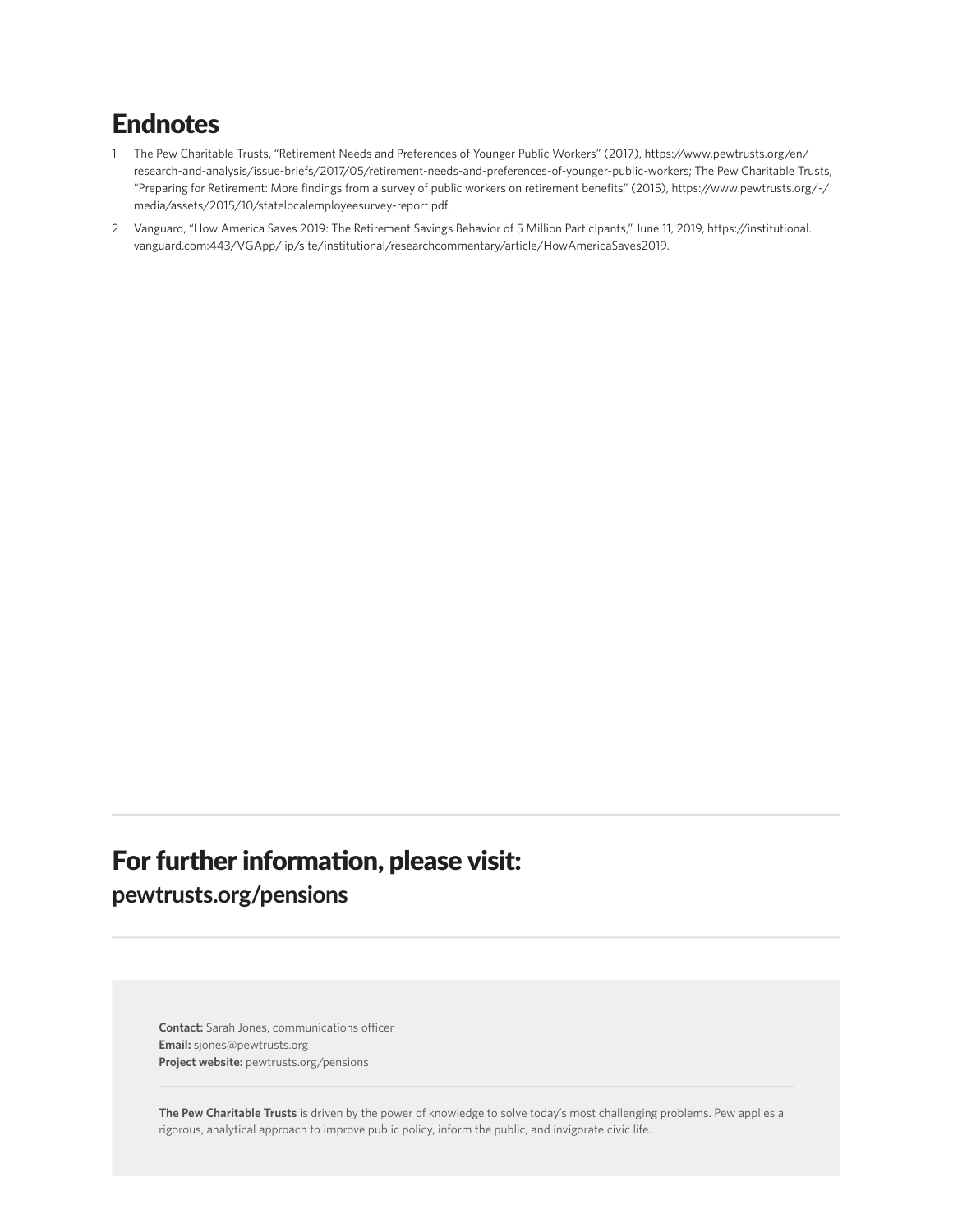# Endnotes

1. The Pew Charitable Trusts, "Retirement Needs and Preferences of Younger Public Workers" (2017), https://www.pewtrusts.org/en/research-and-analysis/issue-briefs/2017/05/retirement-needs-and-preferences-of-younger-public-workers; The Pew Charitable Trusts, "Preparing for Retirement: More findings from a survey of public workers on retirement benefits" (2015), https://www.pewtrusts.org/-/media/assets/2015/10/statelocalemployeesurvey-report.pdf.
2. Vanguard, "How America Saves 2019: The Retirement Savings Behavior of 5 Million Participants," June 11, 2019, https://institutional.vanguard.com:443/VGApp/iip/site/institutional/researchcommentary/article/HowAmericaSaves2019.

# For further information, please visit:

**pewtrusts.org/pensions**

**Contact:** Sarah Jones, communications officer
**Email:** sjones@pewtrusts.org
**Project website:** pewtrusts.org/pensions

**The Pew Charitable Trusts** is driven by the power of knowledge to solve today's most challenging problems. Pew applies a rigorous, analytical approach to improve public policy, inform the public, and invigorate civic life.